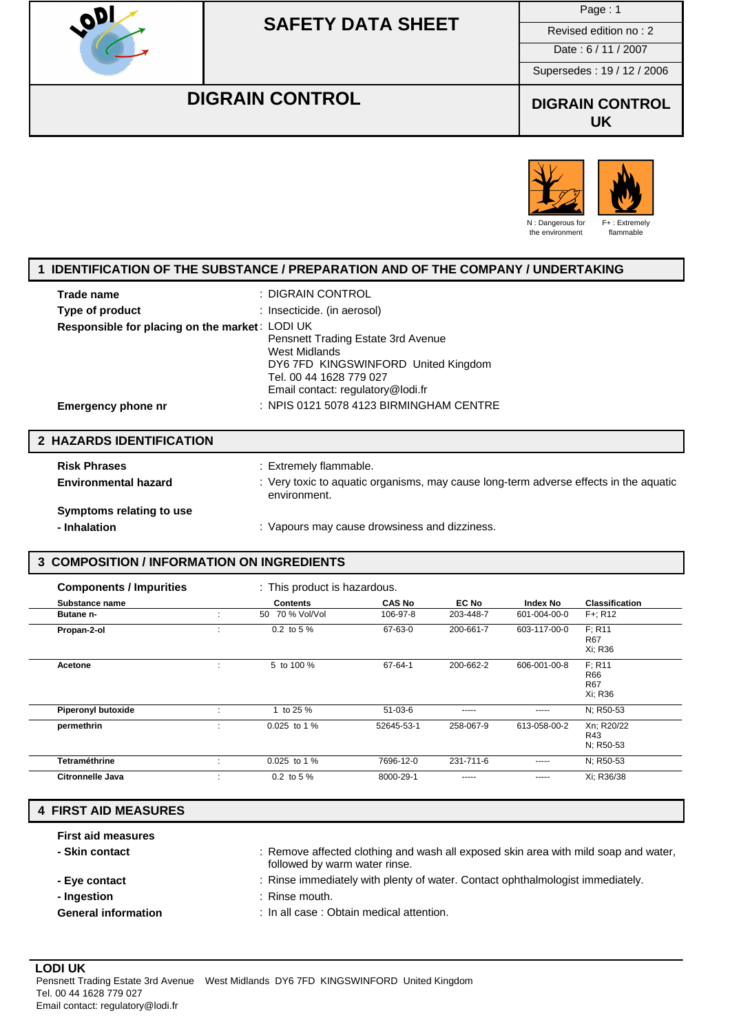# SAFETY DATA SHEET

Revised edition no : 2
Date : 6 / 11 / 2007
Supersedes : 19 / 12 / 2006

## DIGRAIN CONTROL

**DIGRAIN CONTROL UK**

N : Dangerous for the environment

F+ : Extremely flammable

## 1 IDENTIFICATION OF THE SUBSTANCE / PREPARATION AND OF THE COMPANY / UNDERTAKING

**Trade name** : DIGRAIN CONTROL

**Type of product** : Insecticide. (in aerosol)

**Responsible for placing on the market** : LODI UK
Pensnett Trading Estate 3rd Avenue
West Midlands
DY6 7FD KINGSWINFORD United Kingdom
Tel. 00 44 1628 779 027
Email contact: regulatory@lodi.fr

**Emergency phone nr** : NPIS 0121 5078 4123 BIRMINGHAM CENTRE

## 2 HAZARDS IDENTIFICATION

**Risk Phrases** : Extremely flammable.

**Environmental hazard** : Very toxic to aquatic organisms, may cause long-term adverse effects in the aquatic environment.

**Symptoms relating to use**

**- Inhalation** : Vapours may cause drowsiness and dizziness.

## 3 COMPOSITION / INFORMATION ON INGREDIENTS

**Components / Impurities** : This product is hazardous.

| Substance name | | Contents | CAS No | EC No | Index No | Classification |
|---|---|---|---|---|---|---|
| **Butane n-** | : | 50 70 % Vol/Vol | 106-97-8 | 203-448-7 | 601-004-00-0 | F+; R12 |
| **Propan-2-ol** | : | 0.2 to 5 % | 67-63-0 | 200-661-7 | 603-117-00-0 | F; R11<br>R67<br>Xi; R36 |
| **Acetone** | : | 5 to 100 % | 67-64-1 | 200-662-2 | 606-001-00-8 | F; R11<br>R66<br>R67<br>Xi; R36 |
| **Piperonyl butoxide** | : | 1 to 25 % | 51-03-6 | ----- | ----- | N; R50-53 |
| **permethrin** | : | 0.025 to 1 % | 52645-53-1 | 258-067-9 | 613-058-00-2 | Xn; R20/22<br>R43<br>N; R50-53 |
| **Tetraméthrine** | : | 0.025 to 1 % | 7696-12-0 | 231-711-6 | ----- | N; R50-53 |
| **Citronnelle Java** | : | 0.2 to 5 % | 8000-29-1 | ----- | ----- | Xi; R36/38 |

## 4 FIRST AID MEASURES

**First aid measures**

**- Skin contact** : Remove affected clothing and wash all exposed skin area with mild soap and water, followed by warm water rinse.

**- Eye contact** : Rinse immediately with plenty of water. Contact ophthalmologist immediately.

**- Ingestion** : Rinse mouth.

**General information** : In all case : Obtain medical attention.

**LODI UK**
Pensnett Trading Estate 3rd Avenue West Midlands DY6 7FD KINGSWINFORD United Kingdom
Tel. 00 44 1628 779 027
Email contact: regulatory@lodi.fr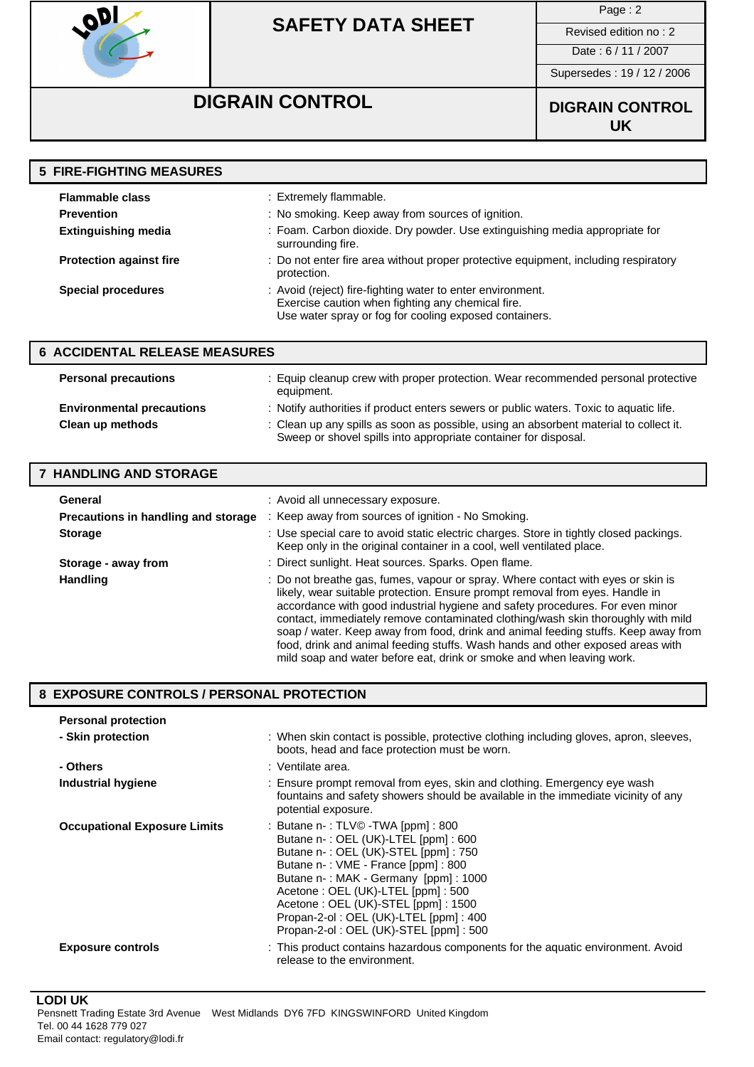## 5 FIRE-FIGHTING MEASURES

| | |
|---|---|
| **Flammable class** | : Extremely flammable. |
| **Prevention** | : No smoking. Keep away from sources of ignition. |
| **Extinguishing media** | : Foam. Carbon dioxide. Dry powder. Use extinguishing media appropriate for surrounding fire. |
| **Protection against fire** | : Do not enter fire area without proper protective equipment, including respiratory protection. |
| **Special procedures** | : Avoid (reject) fire-fighting water to enter environment. Exercise caution when fighting any chemical fire. Use water spray or fog for cooling exposed containers. |

## 6 ACCIDENTAL RELEASE MEASURES

| | |
|---|---|
| **Personal precautions** | : Equip cleanup crew with proper protection. Wear recommended personal protective equipment. |
| **Environmental precautions** | : Notify authorities if product enters sewers or public waters. Toxic to aquatic life. |
| **Clean up methods** | : Clean up any spills as soon as possible, using an absorbent material to collect it. Sweep or shovel spills into appropriate container for disposal. |

## 7 HANDLING AND STORAGE

| | |
|---|---|
| **General** | : Avoid all unnecessary exposure. |
| **Precautions in handling and storage** | : Keep away from sources of ignition - No Smoking. |
| **Storage** | : Use special care to avoid static electric charges. Store in tightly closed packings. Keep only in the original container in a cool, well ventilated place. |
| **Storage - away from** | : Direct sunlight. Heat sources. Sparks. Open flame. |
| **Handling** | : Do not breathe gas, fumes, vapour or spray. Where contact with eyes or skin is likely, wear suitable protection. Ensure prompt removal from eyes. Handle in accordance with good industrial hygiene and safety procedures. For even minor contact, immediately remove contaminated clothing/wash skin thoroughly with mild soap / water. Keep away from food, drink and animal feeding stuffs. Keep away from food, drink and animal feeding stuffs. Wash hands and other exposed areas with mild soap and water before eat, drink or smoke and when leaving work. |

## 8 EXPOSURE CONTROLS / PERSONAL PROTECTION

| | |
|---|---|
| **Personal protection** | |
| **- Skin protection** | : When skin contact is possible, protective clothing including gloves, apron, sleeves, boots, head and face protection must be worn. |
| **- Others** | : Ventilate area. |
| **Industrial hygiene** | : Ensure prompt removal from eyes, skin and clothing. Emergency eye wash fountains and safety showers should be available in the immediate vicinity of any potential exposure. |
| **Occupational Exposure Limits** | : Butane n- : TLV© -TWA [ppm] : 800<br>Butane n- : OEL (UK)-LTEL [ppm] : 600<br>Butane n- : OEL (UK)-STEL [ppm] : 750<br>Butane n- : VME - France [ppm] : 800<br>Butane n- : MAK - Germany [ppm] : 1000<br>Acetone : OEL (UK)-LTEL [ppm] : 500<br>Acetone : OEL (UK)-STEL [ppm] : 1500<br>Propan-2-ol : OEL (UK)-LTEL [ppm] : 400<br>Propan-2-ol : OEL (UK)-STEL [ppm] : 500 |
| **Exposure controls** | : This product contains hazardous components for the aquatic environment. Avoid release to the environment. |

**LODI UK**
Pensnett Trading Estate 3rd Avenue West Midlands DY6 7FD KINGSWINFORD United Kingdom
Tel. 00 44 1628 779 027
Email contact: regulatory@lodi.fr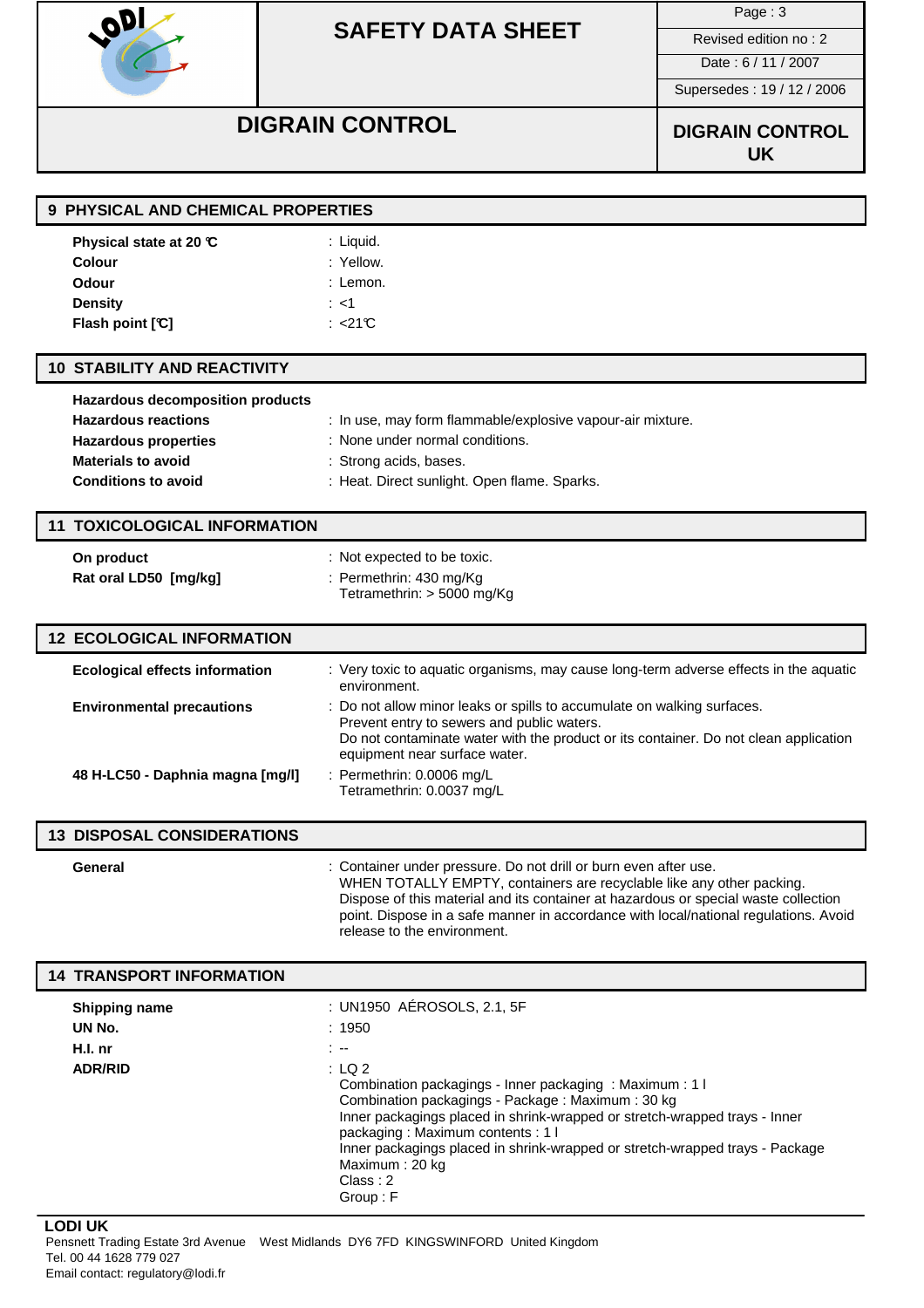## 9 PHYSICAL AND CHEMICAL PROPERTIES

| | |
|---|---|
| **Physical state at 20 ℃** | : Liquid. |
| **Colour** | : Yellow. |
| **Odour** | : Lemon. |
| **Density** | : <1 |
| **Flash point [℃]** | : <21℃ |

## 10 STABILITY AND REACTIVITY

| | |
|---|---|
| **Hazardous decomposition products** | |
| **Hazardous reactions** | : In use, may form flammable/explosive vapour-air mixture. |
| **Hazardous properties** | : None under normal conditions. |
| **Materials to avoid** | : Strong acids, bases. |
| **Conditions to avoid** | : Heat. Direct sunlight. Open flame. Sparks. |

## 11 TOXICOLOGICAL INFORMATION

| | |
|---|---|
| **On product** | : Not expected to be toxic. |
| **Rat oral LD50 [mg/kg]** | : Permethrin: 430 mg/Kg<br>Tetramethrin: > 5000 mg/Kg |

## 12 ECOLOGICAL INFORMATION

| | |
|---|---|
| **Ecological effects information** | : Very toxic to aquatic organisms, may cause long-term adverse effects in the aquatic environment. |
| **Environmental precautions** | : Do not allow minor leaks or spills to accumulate on walking surfaces.<br>Prevent entry to sewers and public waters.<br>Do not contaminate water with the product or its container. Do not clean application equipment near surface water. |
| **48 H-LC50 - Daphnia magna [mg/l]** | : Permethrin: 0.0006 mg/L<br>Tetramethrin: 0.0037 mg/L |

## 13 DISPOSAL CONSIDERATIONS

| | |
|---|---|
| **General** | : Container under pressure. Do not drill or burn even after use.<br>WHEN TOTALLY EMPTY, containers are recyclable like any other packing.<br>Dispose of this material and its container at hazardous or special waste collection point. Dispose in a safe manner in accordance with local/national regulations. Avoid release to the environment. |

## 14 TRANSPORT INFORMATION

| | |
|---|---|
| **Shipping name** | : UN1950 AÉROSOLS, 2.1, 5F |
| **UN No.** | : 1950 |
| **H.I. nr** | : -- |
| **ADR/RID** | : LQ 2<br>Combination packagings - Inner packaging : Maximum : 1 l<br>Combination packagings - Package : Maximum : 30 kg<br>Inner packagings placed in shrink-wrapped or stretch-wrapped trays - Inner packaging : Maximum contents : 1 l<br>Inner packagings placed in shrink-wrapped or stretch-wrapped trays - Package Maximum : 20 kg<br>Class : 2<br>Group : F |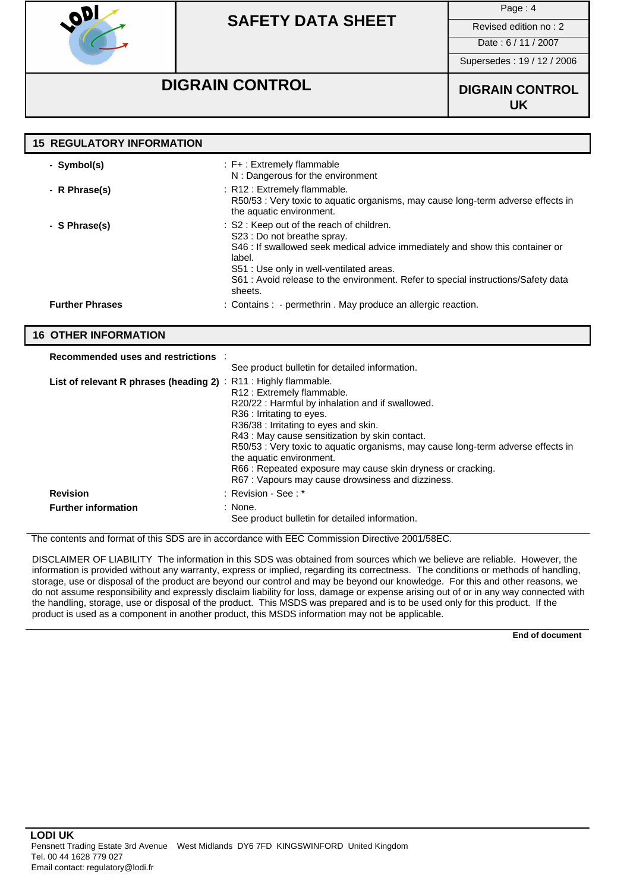## 15 REGULATORY INFORMATION

| | |
|---|---|
| **- Symbol(s)** | : F+ : Extremely flammable<br>N : Dangerous for the environment |
| **- R Phrase(s)** | : R12 : Extremely flammable.<br>R50/53 : Very toxic to aquatic organisms, may cause long-term adverse effects in the aquatic environment. |
| **- S Phrase(s)** | : S2 : Keep out of the reach of children.<br>S23 : Do not breathe spray.<br>S46 : If swallowed seek medical advice immediately and show this container or label.<br>S51 : Use only in well-ventilated areas.<br>S61 : Avoid release to the environment. Refer to special instructions/Safety data sheets. |
| **Further Phrases** | : Contains : - permethrin . May produce an allergic reaction. |

## 16 OTHER INFORMATION

| | |
|---|---|
| **Recommended uses and restrictions** | : See product bulletin for detailed information. |
| **List of relevant R phrases (heading 2)** | : R11 : Highly flammable.<br>R12 : Extremely flammable.<br>R20/22 : Harmful by inhalation and if swallowed.<br>R36 : Irritating to eyes.<br>R36/38 : Irritating to eyes and skin.<br>R43 : May cause sensitization by skin contact.<br>R50/53 : Very toxic to aquatic organisms, may cause long-term adverse effects in the aquatic environment.<br>R66 : Repeated exposure may cause skin dryness or cracking.<br>R67 : Vapours may cause drowsiness and dizziness. |
| **Revision** | : Revision - See : * |
| **Further information** | : None.<br>See product bulletin for detailed information. |

The contents and format of this SDS are in accordance with EEC Commission Directive 2001/58EC.

DISCLAIMER OF LIABILITY The information in this SDS was obtained from sources which we believe are reliable. However, the information is provided without any warranty, express or implied, regarding its correctness. The conditions or methods of handling, storage, use or disposal of the product are beyond our control and may be beyond our knowledge. For this and other reasons, we do not assume responsibility and expressly disclaim liability for loss, damage or expense arising out of or in any way connected with the handling, storage, use or disposal of the product. This MSDS was prepared and is to be used only for this product. If the product is used as a component in another product, this MSDS information may not be applicable.

**End of document**